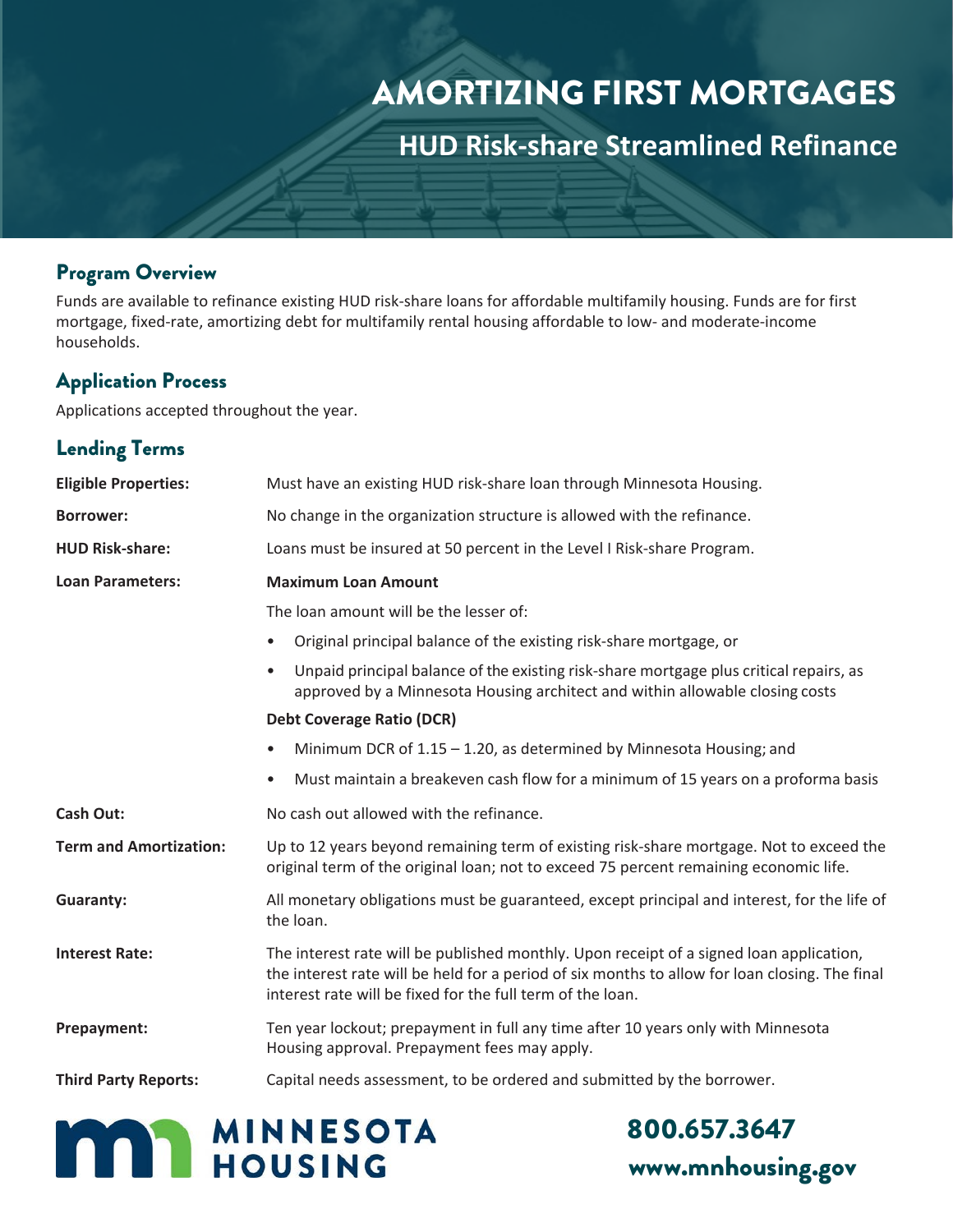# AMORTIZING FIRST MORTGAGES

## HUD Risk-share Streamlined Refinance

## Program Overview

Funds are available to refinance existing HUD risk-share loans for affordable multifamily housing. Funds are for first mortgage, fixed-rate, amortizing debt for multifamily rental housing affordable to low- and moderate-income households.

## Application Process

Applications accepted throughout the year.

## Lending Terms

**Eligible Properties:** Must have an existing HUD risk-share loan through Minnesota Housing.

**Borrower:** No change in the organization structure is allowed with the refinance.

**HUD Risk-share:** Loans must be insured at 50 percent in the Level I Risk-share Program.

**Loan Parameters:**

**Maximum Loan Amount**

The loan amount will be the lesser of:

- Original principal balance of the existing risk-share mortgage, or
- Unpaid principal balance of the existing risk-share mortgage plus critical repairs, as approved by a Minnesota Housing architect and within allowable closing costs

**Debt Coverage Ratio (DCR)**

- Minimum DCR of 1.15 – 1.20, as determined by Minnesota Housing; and
- Must maintain a breakeven cash flow for a minimum of 15 years on a proforma basis

**Cash Out:** No cash out allowed with the refinance.

**Term and Amortization:** Up to 12 years beyond remaining term of existing risk-share mortgage. Not to exceed the original term of the original loan; not to exceed 75 percent remaining economic life.

**Guaranty:** All monetary obligations must be guaranteed, except principal and interest, for the life of the loan.

**Interest Rate:** The interest rate will be published monthly. Upon receipt of a signed loan application, the interest rate will be held for a period of six months to allow for loan closing. The final interest rate will be fixed for the full term of the loan.

**Prepayment:** Ten year lockout; prepayment in full any time after 10 years only with Minnesota Housing approval. Prepayment fees may apply.

**Third Party Reports:** Capital needs assessment, to be ordered and submitted by the borrower.

MINNESOTA HOUSING

800.657.3647
www.mnhousing.gov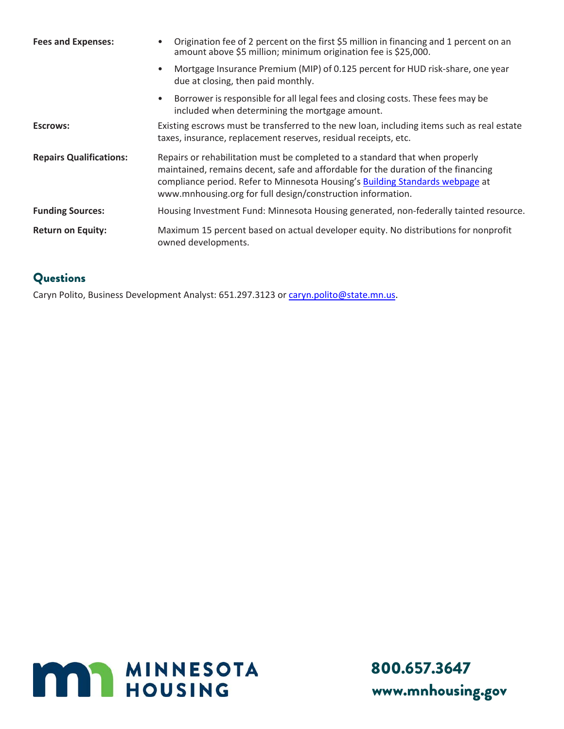| | |
|---|---|
| **Fees and Expenses:** | • Origination fee of 2 percent on the first $5 million in financing and 1 percent on an amount above $5 million; minimum origination fee is $25,000.<br>• Mortgage Insurance Premium (MIP) of 0.125 percent for HUD risk-share, one year due at closing, then paid monthly.<br>• Borrower is responsible for all legal fees and closing costs. These fees may be included when determining the mortgage amount. |
| **Escrows:** | Existing escrows must be transferred to the new loan, including items such as real estate taxes, insurance, replacement reserves, residual receipts, etc. |
| **Repairs Qualifications:** | Repairs or rehabilitation must be completed to a standard that when properly maintained, remains decent, safe and affordable for the duration of the financing compliance period. Refer to Minnesota Housing's Building Standards webpage at www.mnhousing.org for full design/construction information. |
| **Funding Sources:** | Housing Investment Fund: Minnesota Housing generated, non-federally tainted resource. |
| **Return on Equity:** | Maximum 15 percent based on actual developer equity. No distributions for nonprofit owned developments. |

## Questions

Caryn Polito, Business Development Analyst: 651.297.3123 or caryn.polito@state.mn.us.

MINNESOTA HOUSING

800.657.3647
www.mnhousing.gov